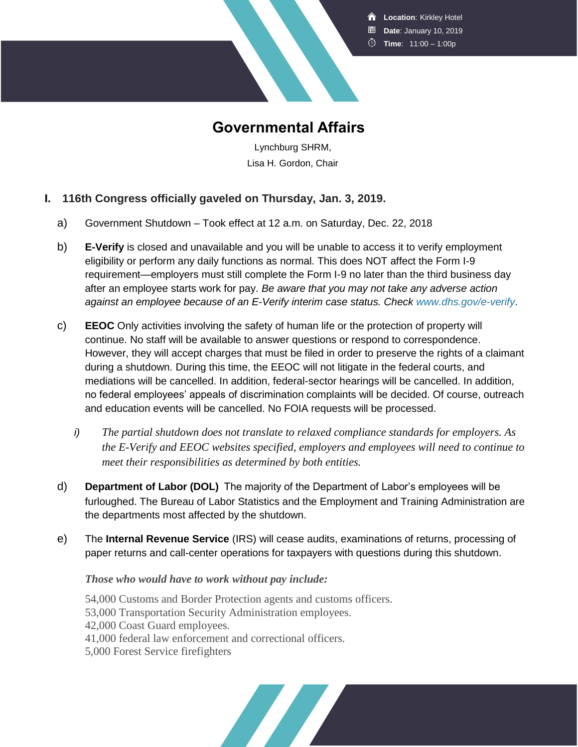**Location**: Kirkley Hotel
**Date**: January 10, 2019
**Time**: 11:00 – 1:00p

# Governmental Affairs

Lynchburg SHRM,
Lisa H. Gordon, Chair

## I. 116th Congress officially gaveled on Thursday, Jan. 3, 2019.

a) Government Shutdown – Took effect at 12 a.m. on Saturday, Dec. 22, 2018

b) **E-Verify** is closed and unavailable and you will be unable to access it to verify employment eligibility or perform any daily functions as normal. This does NOT affect the Form I-9 requirement—employers must still complete the Form I-9 no later than the third business day after an employee starts work for pay. *Be aware that you may not take any adverse action against an employee because of an E-Verify interim case status. Check www.dhs.gov/e-verify.*

c) **EEOC** Only activities involving the safety of human life or the protection of property will continue. No staff will be available to answer questions or respond to correspondence. However, they will accept charges that must be filed in order to preserve the rights of a claimant during a shutdown. During this time, the EEOC will not litigate in the federal courts, and mediations will be cancelled. In addition, federal-sector hearings will be cancelled. In addition, no federal employees' appeals of discrimination complaints will be decided. Of course, outreach and education events will be cancelled. No FOIA requests will be processed.

   *i) The partial shutdown does not translate to relaxed compliance standards for employers. As the E-Verify and EEOC websites specified, employers and employees will need to continue to meet their responsibilities as determined by both entities.*

d) **Department of Labor (DOL)** The majority of the Department of Labor's employees will be furloughed. The Bureau of Labor Statistics and the Employment and Training Administration are the departments most affected by the shutdown.

e) The **Internal Revenue Service** (IRS) will cease audits, examinations of returns, processing of paper returns and call-center operations for taxpayers with questions during this shutdown.

***Those who would have to work without pay include:***

54,000 Customs and Border Protection agents and customs officers.
53,000 Transportation Security Administration employees.
42,000 Coast Guard employees.
41,000 federal law enforcement and correctional officers.
5,000 Forest Service firefighters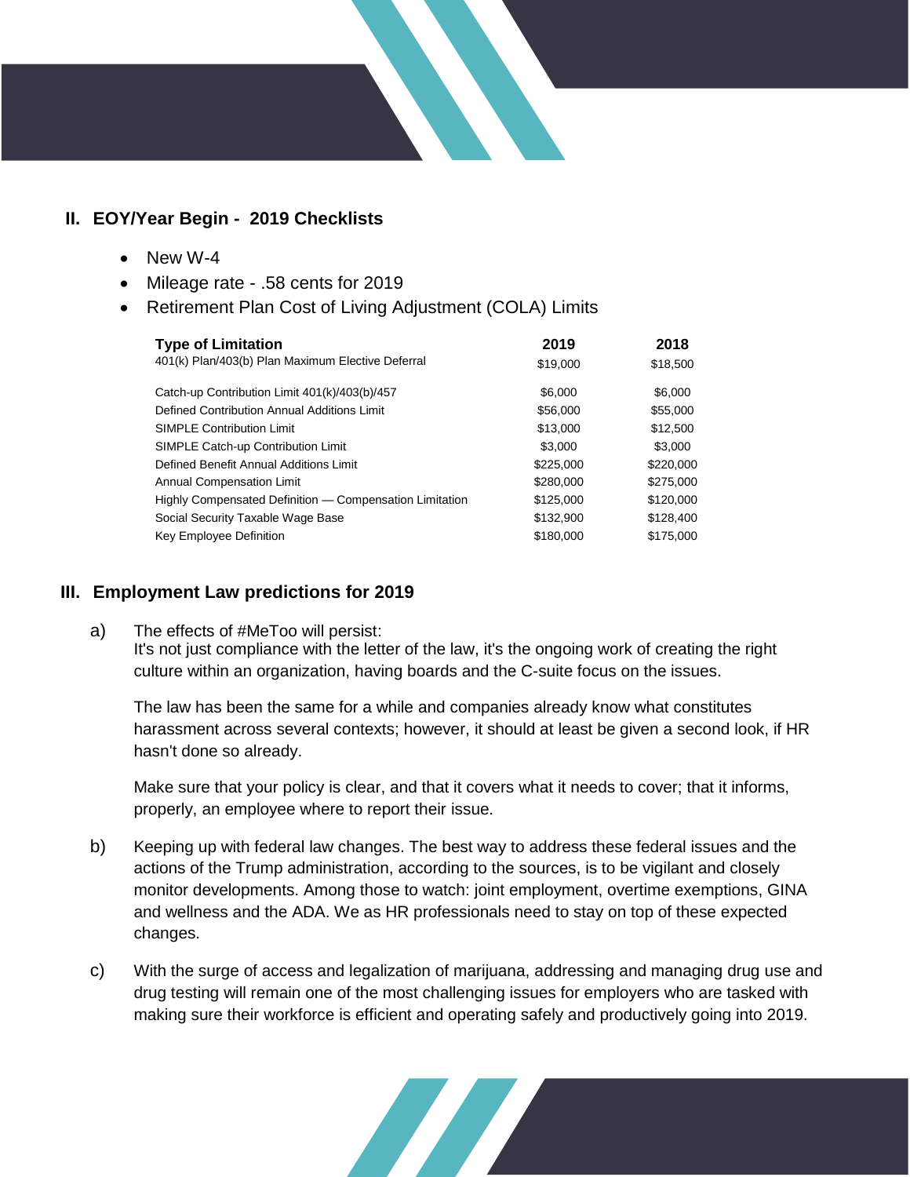## II. EOY/Year Begin - 2019 Checklists

- New W-4
- Mileage rate - .58 cents for 2019
- Retirement Plan Cost of Living Adjustment (COLA) Limits

| Type of Limitation | 2019 | 2018 |
|---|---|---|
| 401(k) Plan/403(b) Plan Maximum Elective Deferral | $19,000 | $18,500 |
| Catch-up Contribution Limit 401(k)/403(b)/457 | $6,000 | $6,000 |
| Defined Contribution Annual Additions Limit | $56,000 | $55,000 |
| SIMPLE Contribution Limit | $13,000 | $12,500 |
| SIMPLE Catch-up Contribution Limit | $3,000 | $3,000 |
| Defined Benefit Annual Additions Limit | $225,000 | $220,000 |
| Annual Compensation Limit | $280,000 | $275,000 |
| Highly Compensated Definition — Compensation Limitation | $125,000 | $120,000 |
| Social Security Taxable Wage Base | $132,900 | $128,400 |
| Key Employee Definition | $180,000 | $175,000 |

## III. Employment Law predictions for 2019

a) The effects of #MeToo will persist:
It's not just compliance with the letter of the law, it's the ongoing work of creating the right culture within an organization, having boards and the C-suite focus on the issues.

The law has been the same for a while and companies already know what constitutes harassment across several contexts; however, it should at least be given a second look, if HR hasn't done so already.

Make sure that your policy is clear, and that it covers what it needs to cover; that it informs, properly, an employee where to report their issue.

b) Keeping up with federal law changes. The best way to address these federal issues and the actions of the Trump administration, according to the sources, is to be vigilant and closely monitor developments. Among those to watch: joint employment, overtime exemptions, GINA and wellness and the ADA. We as HR professionals need to stay on top of these expected changes.

c) With the surge of access and legalization of marijuana, addressing and managing drug use and drug testing will remain one of the most challenging issues for employers who are tasked with making sure their workforce is efficient and operating safely and productively going into 2019.